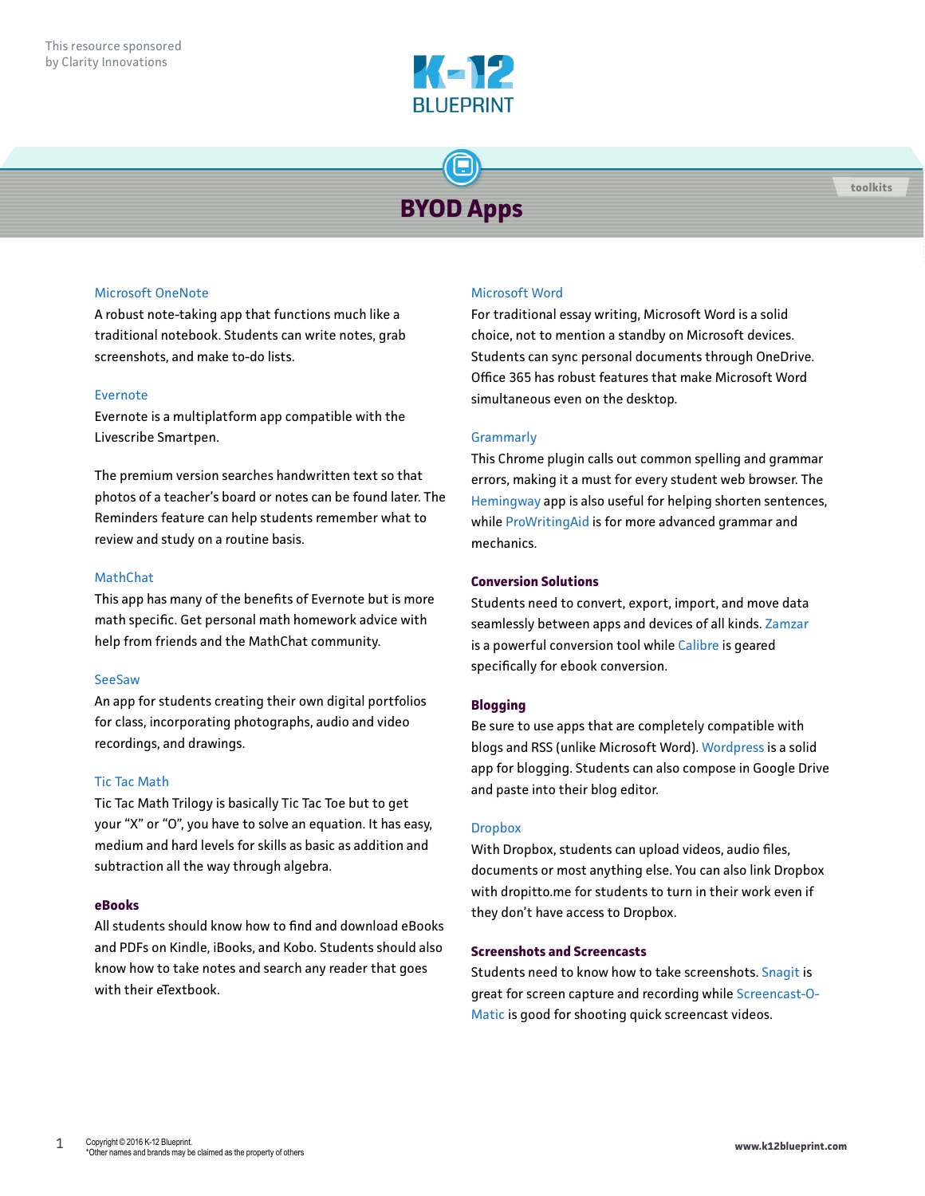This resource sponsored by Clarity Innovations

K-12 BLUEPRINT

toolkits

# BYOD Apps

### Microsoft OneNote

A robust note-taking app that functions much like a traditional notebook. Students can write notes, grab screenshots, and make to-do lists.

### Evernote

Evernote is a multiplatform app compatible with the Livescribe Smartpen.

The premium version searches handwritten text so that photos of a teacher's board or notes can be found later. The Reminders feature can help students remember what to review and study on a routine basis.

### MathChat

This app has many of the benefits of Evernote but is more math specific. Get personal math homework advice with help from friends and the MathChat community.

### SeeSaw

An app for students creating their own digital portfolios for class, incorporating photographs, audio and video recordings, and drawings.

### Tic Tac Math

Tic Tac Math Trilogy is basically Tic Tac Toe but to get your "X" or "O", you have to solve an equation. It has easy, medium and hard levels for skills as basic as addition and subtraction all the way through algebra.

## eBooks

All students should know how to find and download eBooks and PDFs on Kindle, iBooks, and Kobo. Students should also know how to take notes and search any reader that goes with their eTextbook.

### Microsoft Word

For traditional essay writing, Microsoft Word is a solid choice, not to mention a standby on Microsoft devices. Students can sync personal documents through OneDrive. Office 365 has robust features that make Microsoft Word simultaneous even on the desktop.

### Grammarly

This Chrome plugin calls out common spelling and grammar errors, making it a must for every student web browser. The Hemingway app is also useful for helping shorten sentences, while ProWritingAid is for more advanced grammar and mechanics.

## Conversion Solutions

Students need to convert, export, import, and move data seamlessly between apps and devices of all kinds. Zamzar is a powerful conversion tool while Calibre is geared specifically for ebook conversion.

## Blogging

Be sure to use apps that are completely compatible with blogs and RSS (unlike Microsoft Word). Wordpress is a solid app for blogging. Students can also compose in Google Drive and paste into their blog editor.

### Dropbox

With Dropbox, students can upload videos, audio files, documents or most anything else. You can also link Dropbox with dropitto.me for students to turn in their work even if they don't have access to Dropbox.

## Screenshots and Screencasts

Students need to know how to take screenshots. Snagit is great for screen capture and recording while Screencast-O-Matic is good for shooting quick screencast videos.

Copyright © 2016 K-12 Blueprint.
*Other names and brands may be claimed as the property of others

www.k12blueprint.com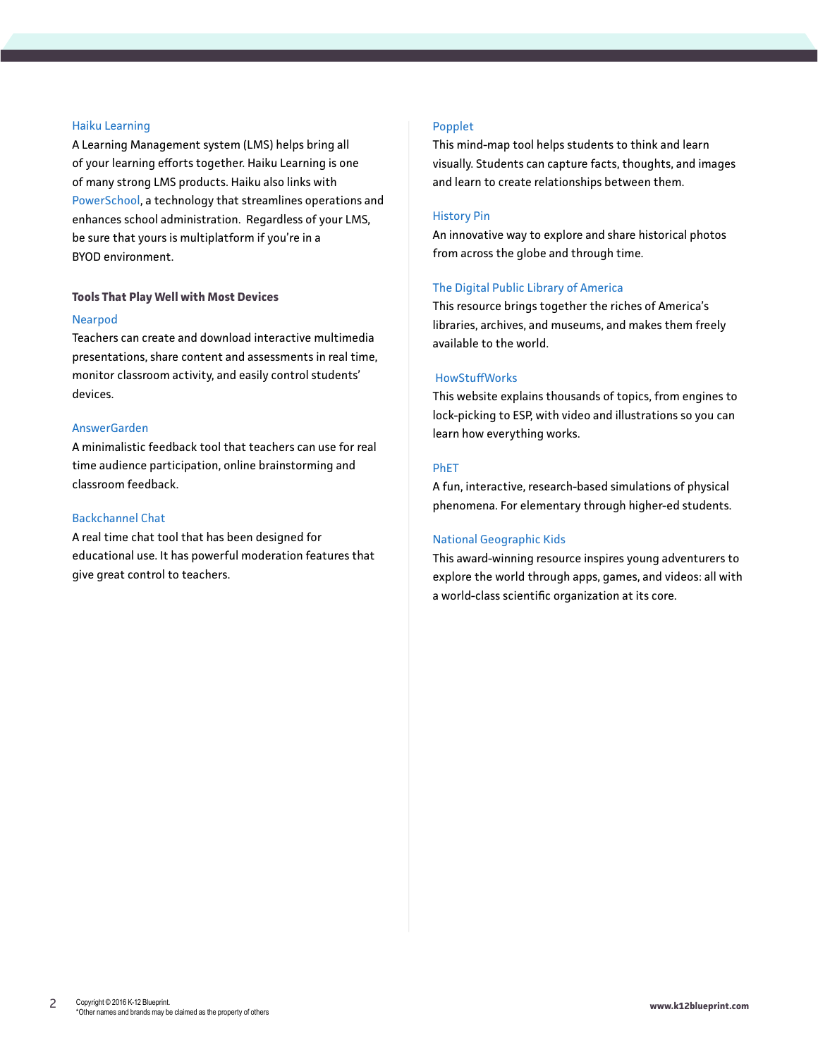### Haiku Learning

A Learning Management system (LMS) helps bring all of your learning efforts together. Haiku Learning is one of many strong LMS products. Haiku also links with PowerSchool, a technology that streamlines operations and enhances school administration. Regardless of your LMS, be sure that yours is multiplatform if you're in a BYOD environment.

## Tools That Play Well with Most Devices

### Nearpod

Teachers can create and download interactive multimedia presentations, share content and assessments in real time, monitor classroom activity, and easily control students' devices.

### AnswerGarden

A minimalistic feedback tool that teachers can use for real time audience participation, online brainstorming and classroom feedback.

### Backchannel Chat

A real time chat tool that has been designed for educational use. It has powerful moderation features that give great control to teachers.

### Popplet

This mind-map tool helps students to think and learn visually. Students can capture facts, thoughts, and images and learn to create relationships between them.

### History Pin

An innovative way to explore and share historical photos from across the globe and through time.

### The Digital Public Library of America

This resource brings together the riches of America's libraries, archives, and museums, and makes them freely available to the world.

### HowStuffWorks

This website explains thousands of topics, from engines to lock-picking to ESP, with video and illustrations so you can learn how everything works.

### PhET

A fun, interactive, research-based simulations of physical phenomena. For elementary through higher-ed students.

### National Geographic Kids

This award-winning resource inspires young adventurers to explore the world through apps, games, and videos: all with a world-class scientific organization at its core.

Copyright © 2016 K-12 Blueprint.
*Other names and brands may be claimed as the property of others

www.k12blueprint.com